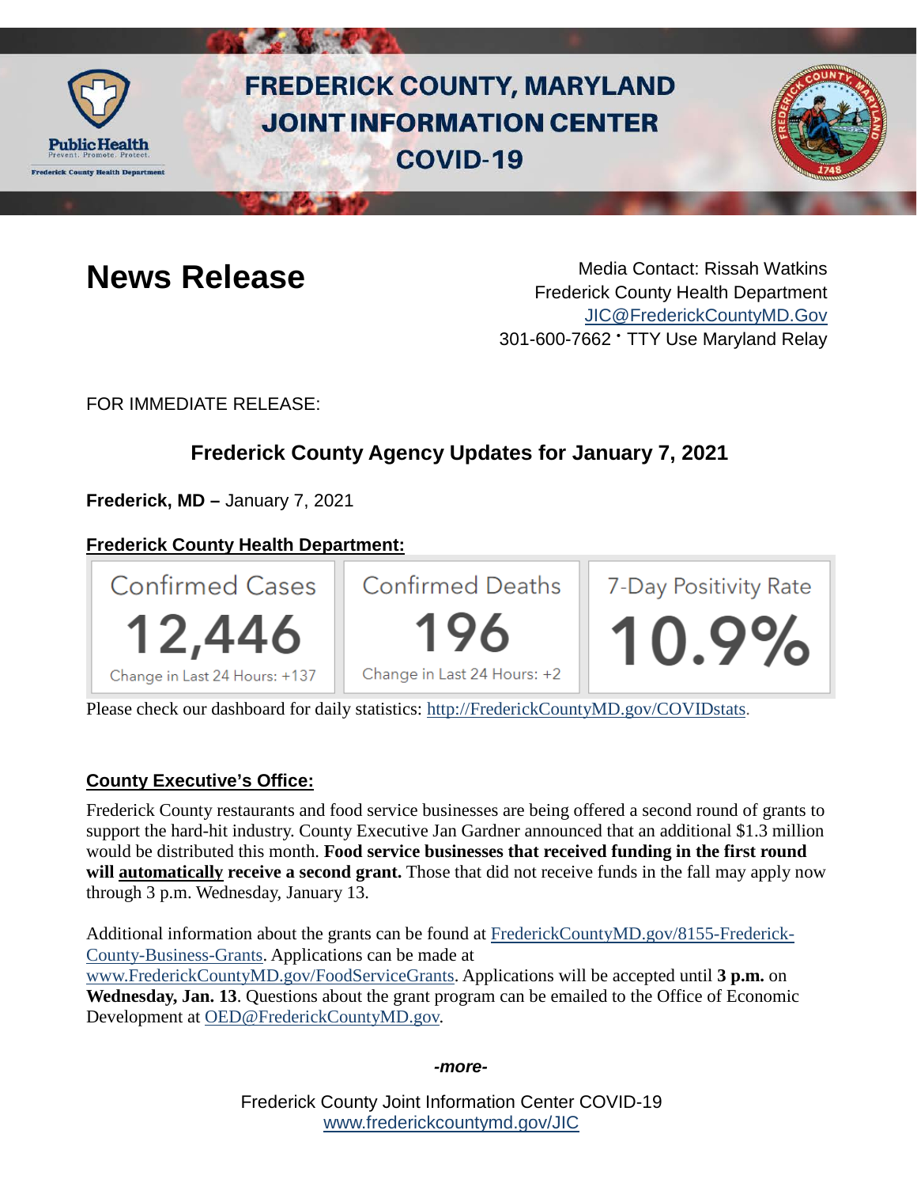# FREDERICK COUNTY, MARYLAND JOINT INFORMATION CENTER COVID-19

## News Release

Media Contact: Rissah Watkins
Frederick County Health Department
JIC@FrederickCountyMD.Gov
301-600-7662 • TTY Use Maryland Relay

FOR IMMEDIATE RELEASE:

### Frederick County Agency Updates for January 7, 2021

**Frederick, MD –** January 7, 2021

**Frederick County Health Department:**

| Confirmed Cases | Confirmed Deaths | 7-Day Positivity Rate |
|---|---|---|
| 12,446 | 196 | 10.9% |
| Change in Last 24 Hours: +137 | Change in Last 24 Hours: +2 | |

Please check our dashboard for daily statistics: http://FrederickCountyMD.gov/COVIDstats.

**County Executive's Office:**

Frederick County restaurants and food service businesses are being offered a second round of grants to support the hard-hit industry. County Executive Jan Gardner announced that an additional $1.3 million would be distributed this month. **Food service businesses that received funding in the first round will automatically receive a second grant.** Those that did not receive funds in the fall may apply now through 3 p.m. Wednesday, January 13.

Additional information about the grants can be found at FrederickCountyMD.gov/8155-Frederick-County-Business-Grants. Applications can be made at www.FrederickCountyMD.gov/FoodServiceGrants. Applications will be accepted until **3 p.m.** on **Wednesday, Jan. 13**. Questions about the grant program can be emailed to the Office of Economic Development at OED@FrederickCountyMD.gov.

*-more-*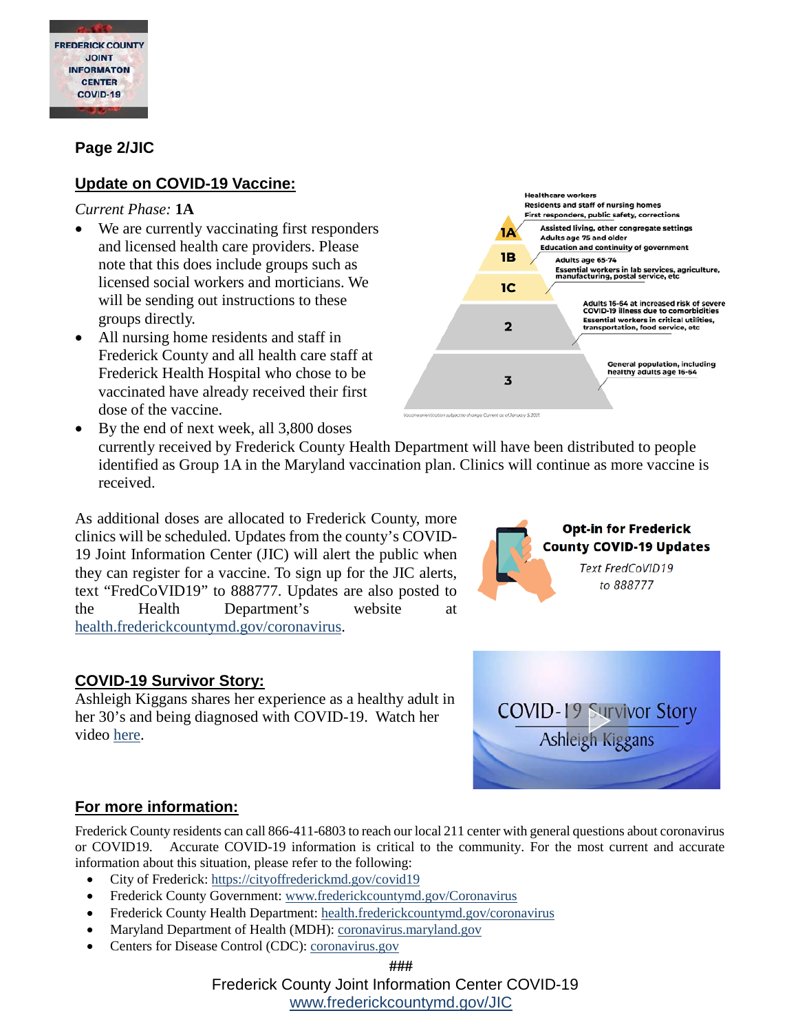**Page 2/JIC**

## Update on COVID-19 Vaccine:

*Current Phase:* **1A**

- We are currently vaccinating first responders and licensed health care providers. Please note that this does include groups such as licensed social workers and morticians. We will be sending out instructions to these groups directly.
- All nursing home residents and staff in Frederick County and all health care staff at Frederick Health Hospital who chose to be vaccinated have already received their first dose of the vaccine.
- By the end of next week, all 3,800 doses currently received by Frederick County Health Department will have been distributed to people identified as Group 1A in the Maryland vaccination plan. Clinics will continue as more vaccine is received.

1A
Healthcare workers
Residents and staff of nursing homes
First responders, public safety, corrections

1B
Assisted living, other congregate settings
Adults age 75 and older
Education and continuity of government

1C
Adults age 65-74
Essential workers in lab services, agriculture, manufacturing, postal service, etc

2
Adults 16-64 at increased risk of severe COVID-19 illness due to comorbidities
Essential workers in critical utilities, transportation, food service, etc

3
General population, including healthy adults age 16-64

Vaccine prioritization subject to change Current as of January 5, 2021.

As additional doses are allocated to Frederick County, more clinics will be scheduled. Updates from the county's COVID-19 Joint Information Center (JIC) will alert the public when they can register for a vaccine. To sign up for the JIC alerts, text "FredCoVID19" to 888777. Updates are also posted to the Health Department's website at health.frederickcountymd.gov/coronavirus.

**Opt-in for Frederick County COVID-19 Updates**

*Text FredCoVID19 to 888777*

## COVID-19 Survivor Story:

Ashleigh Kiggans shares her experience as a healthy adult in her 30's and being diagnosed with COVID-19. Watch her video here.

COVID-19 Survivor Story
Ashleigh Kiggans

## For more information:

Frederick County residents can call 866-411-6803 to reach our local 211 center with general questions about coronavirus or COVID19. Accurate COVID-19 information is critical to the community. For the most current and accurate information about this situation, please refer to the following:

- City of Frederick: https://cityoffrederickmd.gov/covid19
- Frederick County Government: www.frederickcountymd.gov/Coronavirus
- Frederick County Health Department: health.frederickcountymd.gov/coronavirus
- Maryland Department of Health (MDH): coronavirus.maryland.gov
- Centers for Disease Control (CDC): coronavirus.gov

###

Frederick County Joint Information Center COVID-19
www.frederickcountymd.gov/JIC